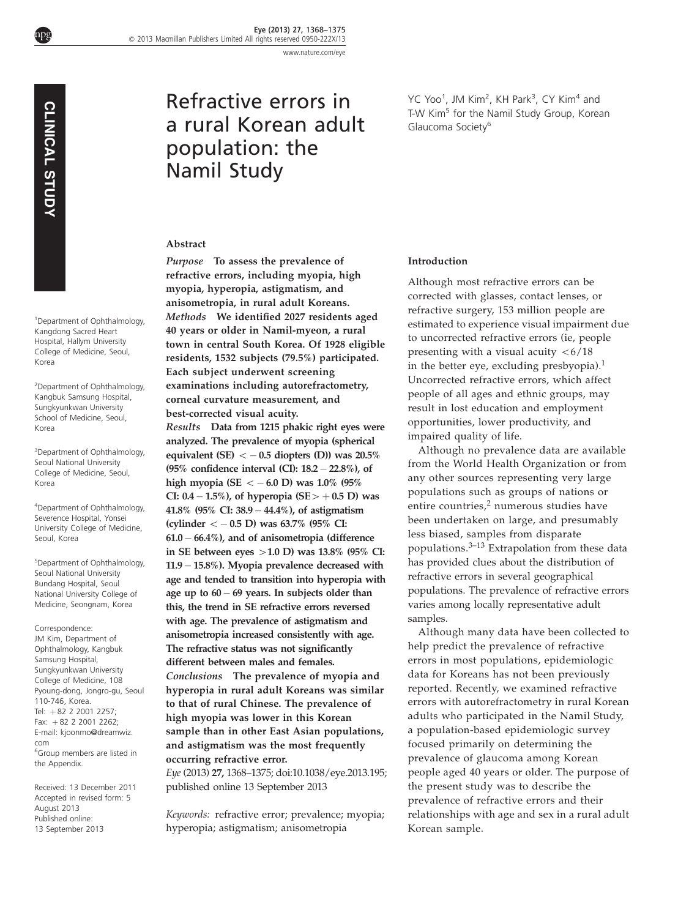CLINICAL STUDY

# Refractive errors in a rural Korean adult population: the Namil Study

YC Yoo[1], JM Kim[2], KH Park[3], CY Kim[4] and T-W Kim[5] for the Namil Study Group, Korean Glaucoma Society[6]

[1]Department of Ophthalmology, Kangdong Sacred Heart Hospital, Hallym University College of Medicine, Seoul, Korea

[2]Department of Ophthalmology, Kangbuk Samsung Hospital, Sungkyunkwan University School of Medicine, Seoul, Korea

[3]Department of Ophthalmology, Seoul National University College of Medicine, Seoul, Korea

[4]Department of Ophthalmology, Severence Hospital, Yonsei University College of Medicine, Seoul, Korea

[5]Department of Ophthalmology, Seoul National University Bundang Hospital, Seoul National University College of Medicine, Seongnam, Korea

Correspondence: JM Kim, Department of Ophthalmology, Kangbuk Samsung Hospital, Sungkyunkwan University College of Medicine, 108 Pyoung-dong, Jongro-gu, Seoul 110-746, Korea. Tel: +82 2 2001 2257; Fax: +82 2 2001 2262; E-mail: kjoonmo@dreamwiz.com

[6]Group members are listed in the Appendix.

Received: 13 December 2011
Accepted in revised form: 5 August 2013
Published online: 13 September 2013

## Abstract

***Purpose*** **To assess the prevalence of refractive errors, including myopia, high myopia, hyperopia, astigmatism, and anisometropia, in rural adult Koreans.**

***Methods*** **We identified 2027 residents aged 40 years or older in Namil-myeon, a rural town in central South Korea. Of 1928 eligible residents, 1532 subjects (79.5%) participated. Each subject underwent screening examinations including autorefractometry, corneal curvature measurement, and best-corrected visual acuity.**

***Results*** **Data from 1215 phakic right eyes were analyzed. The prevalence of myopia (spherical equivalent (SE) $< -0.5$ diopters (D)) was 20.5% (95% confidence interval (CI): 18.2 – 22.8%), of high myopia (SE $< -6.0$ D) was 1.0% (95% CI: 0.4 – 1.5%), of hyperopia (SE $> +0.5$ D) was 41.8% (95% CI: 38.9 – 44.4%), of astigmatism (cylinder $< -0.5$ D) was 63.7% (95% CI: 61.0 – 66.4%), and of anisometropia (difference in SE between eyes $>1.0$ D) was 13.8% (95% CI: 11.9 – 15.8%). Myopia prevalence decreased with age and tended to transition into hyperopia with age up to 60 – 69 years. In subjects older than this, the trend in SE refractive errors reversed with age. The prevalence of astigmatism and anisometropia increased consistently with age. The refractive status was not significantly different between males and females.**

***Conclusions*** **The prevalence of myopia and hyperopia in rural adult Koreans was similar to that of rural Chinese. The prevalence of high myopia was lower in this Korean sample than in other East Asian populations, and astigmatism was the most frequently occurring refractive error.**

*Eye* (2013) **27,** 1368–1375; doi:10.1038/eye.2013.195; published online 13 September 2013

*Keywords:* refractive error; prevalence; myopia; hyperopia; astigmatism; anisometropia

## Introduction

Although most refractive errors can be corrected with glasses, contact lenses, or refractive surgery, 153 million people are estimated to experience visual impairment due to uncorrected refractive errors (ie, people presenting with a visual acuity $<6/18$ in the better eye, excluding presbyopia).[1] Uncorrected refractive errors, which affect people of all ages and ethnic groups, may result in lost education and employment opportunities, lower productivity, and impaired quality of life.

Although no prevalence data are available from the World Health Organization or from any other sources representing very large populations such as groups of nations or entire countries,[2] numerous studies have been undertaken on large, and presumably less biased, samples from disparate populations.[3–13] Extrapolation from these data has provided clues about the distribution of refractive errors in several geographical populations. The prevalence of refractive errors varies among locally representative adult samples.

Although many data have been collected to help predict the prevalence of refractive errors in most populations, epidemiologic data for Koreans has not been previously reported. Recently, we examined refractive errors with autorefractometry in rural Korean adults who participated in the Namil Study, a population-based epidemiologic survey focused primarily on determining the prevalence of glaucoma among Korean people aged 40 years or older. The purpose of the present study was to describe the prevalence of refractive errors and their relationships with age and sex in a rural adult Korean sample.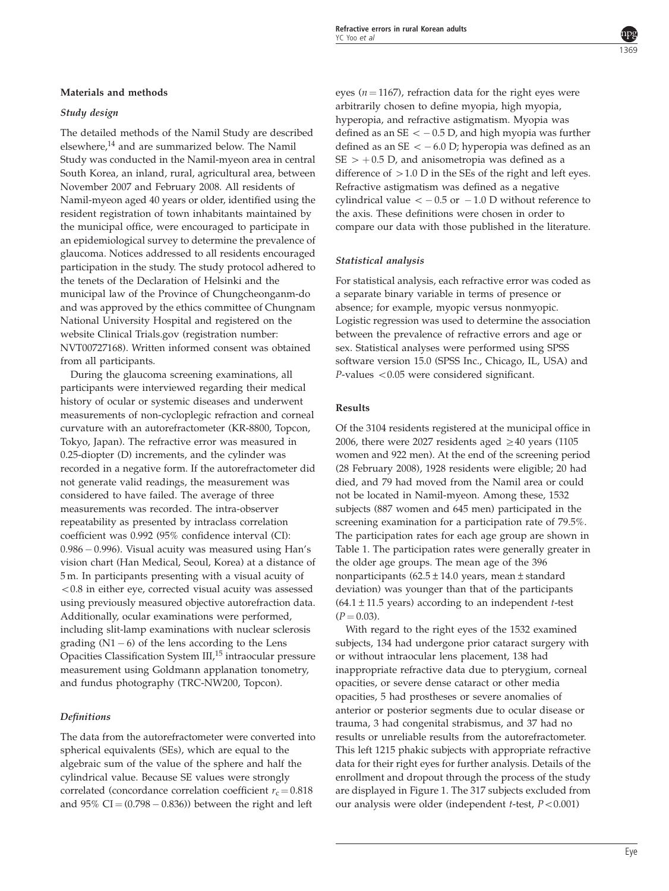## Materials and methods

### *Study design*

The detailed methods of the Namil Study are described elsewhere,[14] and are summarized below. The Namil Study was conducted in the Namil-myeon area in central South Korea, an inland, rural, agricultural area, between November 2007 and February 2008. All residents of Namil-myeon aged 40 years or older, identified using the resident registration of town inhabitants maintained by the municipal office, were encouraged to participate in an epidemiological survey to determine the prevalence of glaucoma. Notices addressed to all residents encouraged participation in the study. The study protocol adhered to the tenets of the Declaration of Helsinki and the municipal law of the Province of Chungcheonganm-do and was approved by the ethics committee of Chungnam National University Hospital and registered on the website Clinical Trials.gov (registration number: NVT00727168). Written informed consent was obtained from all participants.

During the glaucoma screening examinations, all participants were interviewed regarding their medical history of ocular or systemic diseases and underwent measurements of non-cycloplegic refraction and corneal curvature with an autorefractometer (KR-8800, Topcon, Tokyo, Japan). The refractive error was measured in 0.25-diopter (D) increments, and the cylinder was recorded in a negative form. If the autorefractometer did not generate valid readings, the measurement was considered to have failed. The average of three measurements was recorded. The intra-observer repeatability as presented by intraclass correlation coefficient was 0.992 (95% confidence interval (CI): 0.986 − 0.996). Visual acuity was measured using Han's vision chart (Han Medical, Seoul, Korea) at a distance of 5 m. In participants presenting with a visual acuity of <0.8 in either eye, corrected visual acuity was assessed using previously measured objective autorefraction data. Additionally, ocular examinations were performed, including slit-lamp examinations with nuclear sclerosis grading (N1 − 6) of the lens according to the Lens Opacities Classification System III,[15] intraocular pressure measurement using Goldmann applanation tonometry, and fundus photography (TRC-NW200, Topcon).

### *Definitions*

The data from the autorefractometer were converted into spherical equivalents (SEs), which are equal to the algebraic sum of the value of the sphere and half the cylindrical value. Because SE values were strongly correlated (concordance correlation coefficient $r_c = 0.818$ and 95% CI = (0.798 − 0.836)) between the right and left eyes ($n = 1167$), refraction data for the right eyes were arbitrarily chosen to define myopia, high myopia, hyperopia, and refractive astigmatism. Myopia was defined as an SE $< -0.5$ D, and high myopia was further defined as an SE $< -6.0$ D; hyperopia was defined as an SE $> +0.5$ D, and anisometropia was defined as a difference of $>1.0$ D in the SEs of the right and left eyes. Refractive astigmatism was defined as a negative cylindrical value $< -0.5$ or $-1.0$ D without reference to the axis. These definitions were chosen in order to compare our data with those published in the literature.

### *Statistical analysis*

For statistical analysis, each refractive error was coded as a separate binary variable in terms of presence or absence; for example, myopic versus nonmyopic. Logistic regression was used to determine the association between the prevalence of refractive errors and age or sex. Statistical analyses were performed using SPSS software version 15.0 (SPSS Inc., Chicago, IL, USA) and *P*-values $<0.05$ were considered significant.

## Results

Of the 3104 residents registered at the municipal office in 2006, there were 2027 residents aged ≥40 years (1105 women and 922 men). At the end of the screening period (28 February 2008), 1928 residents were eligible; 20 had died, and 79 had moved from the Namil area or could not be located in Namil-myeon. Among these, 1532 subjects (887 women and 645 men) participated in the screening examination for a participation rate of 79.5%. The participation rates for each age group are shown in Table 1. The participation rates were generally greater in the older age groups. The mean age of the 396 nonparticipants (62.5 ± 14.0 years, mean ± standard deviation) was younger than that of the participants (64.1 ± 11.5 years) according to an independent *t*-test ($P = 0.03$).

With regard to the right eyes of the 1532 examined subjects, 134 had undergone prior cataract surgery with or without intraocular lens placement, 138 had inappropriate refractive data due to pterygium, corneal opacities, or severe dense cataract or other media opacities, 5 had prostheses or severe anomalies of anterior or posterior segments due to ocular disease or trauma, 3 had congenital strabismus, and 37 had no results or unreliable results from the autorefractometer. This left 1215 phakic subjects with appropriate refractive data for their right eyes for further analysis. Details of the enrollment and dropout through the process of the study are displayed in Figure 1. The 317 subjects excluded from our analysis were older (independent *t*-test, $P < 0.001$)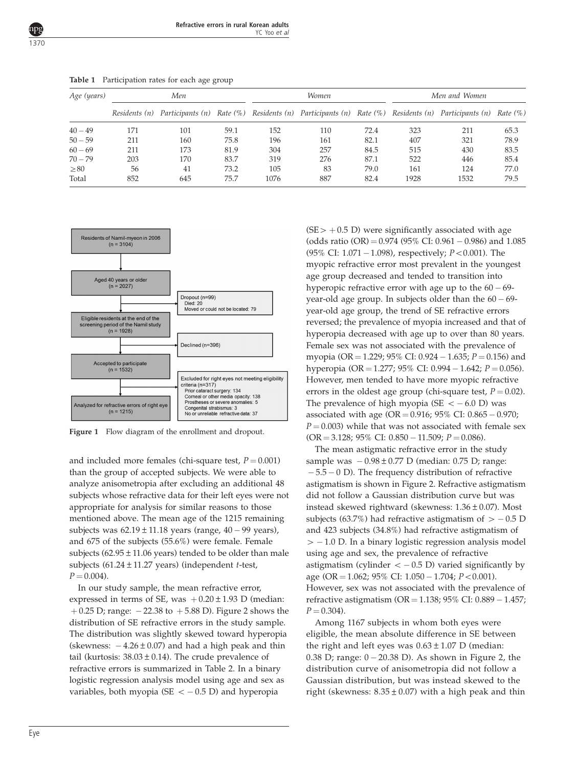**Table 1** Participation rates for each age group

| Age (years) | Men | | | Women | | | Men and Women | | |
|---|---|---|---|---|---|---|---|---|---|
| | Residents (n) | Participants (n) | Rate (%) | Residents (n) | Participants (n) | Rate (%) | Residents (n) | Participants (n) | Rate (%) |
| 40 − 49 | 171 | 101 | 59.1 | 152 | 110 | 72.4 | 323 | 211 | 65.3 |
| 50 − 59 | 211 | 160 | 75.8 | 196 | 161 | 82.1 | 407 | 321 | 78.9 |
| 60 − 69 | 211 | 173 | 81.9 | 304 | 257 | 84.5 | 515 | 430 | 83.5 |
| 70 − 79 | 203 | 170 | 83.7 | 319 | 276 | 87.1 | 522 | 446 | 85.4 |
| ≥80 | 56 | 41 | 73.2 | 105 | 83 | 79.0 | 161 | 124 | 77.0 |
| Total | 852 | 645 | 75.7 | 1076 | 887 | 82.4 | 1928 | 1532 | 79.5 |

Residents of Namil-myeon in 2006 (n = 3104)

Aged 40 years or older (n = 2027)

Dropout (n=99)
Died: 20
Moved or could not be located: 79

Eligible residents at the end of the screening period of the Namil study (n = 1928)

Declined (n=396)

Accepted to participate (n = 1532)

Excluded for right eyes not meeting eligibility criteria (n=317)
Prior cataract surgery: 134
Corneal or other media opacity: 138
Prostheses or severe anomalies: 5
Congenital strabismus: 3
No or unreliable refractive data: 37

Analyzed for refractive errors of right eye (n = 1215)

**Figure 1** Flow diagram of the enrollment and dropout.

and included more females (chi-square test, $P = 0.001$) than the group of accepted subjects. We were able to analyze anisometropia after excluding an additional 48 subjects whose refractive data for their left eyes were not appropriate for analysis for similar reasons to those mentioned above. The mean age of the 1215 remaining subjects was $62.19 \pm 11.18$ years (range, 40 − 99 years), and 675 of the subjects (55.6%) were female. Female subjects ($62.95 \pm 11.06$ years) tended to be older than male subjects ($61.24 \pm 11.27$ years) (independent $t$-test, $P = 0.004$).

In our study sample, the mean refractive error, expressed in terms of SE, was $+0.20 \pm 1.93$ D (median: +0.25 D; range: −22.38 to +5.88 D). Figure 2 shows the distribution of SE refractive errors in the study sample. The distribution was slightly skewed toward hyperopia (skewness: $-4.26 \pm 0.07$) and had a high peak and thin tail (kurtosis: $38.03 \pm 0.14$). The crude prevalence of refractive errors is summarized in Table 2. In a binary logistic regression analysis model using age and sex as variables, both myopia (SE $< -0.5$ D) and hyperopia (SE $> +0.5$ D) were significantly associated with age (odds ratio (OR) = 0.974 (95% CI: 0.961 − 0.986) and 1.085 (95% CI: 1.071 − 1.098), respectively; $P < 0.001$). The myopic refractive error most prevalent in the youngest age group decreased and tended to transition into hyperopic refractive error with age up to the 60 − 69-year-old age group. In subjects older than the 60 − 69-year-old age group, the trend of SE refractive errors reversed; the prevalence of myopia increased and that of hyperopia decreased with age up to over than 80 years. Female sex was not associated with the prevalence of myopia (OR = 1.229; 95% CI: 0.924 − 1.635; $P = 0.156$) and hyperopia (OR = 1.277; 95% CI: 0.994 − 1.642; $P = 0.056$). However, men tended to have more myopic refractive errors in the oldest age group (chi-square test, $P = 0.02$). The prevalence of high myopia (SE $< -6.0$ D) was associated with age (OR = 0.916; 95% CI: 0.865 − 0.970; $P = 0.003$) while that was not associated with female sex (OR = 3.128; 95% CI: 0.850 − 11.509; $P = 0.086$).

The mean astigmatic refractive error in the study sample was $-0.98 \pm 0.77$ D (median: 0.75 D; range: −5.5 − 0 D). The frequency distribution of refractive astigmatism is shown in Figure 2. Refractive astigmatism did not follow a Gaussian distribution curve but was instead skewed rightward (skewness: $1.36 \pm 0.07$). Most subjects (63.7%) had refractive astigmatism of $> -0.5$ D and 423 subjects (34.8%) had refractive astigmatism of $> -1.0$ D. In a binary logistic regression analysis model using age and sex, the prevalence of refractive astigmatism (cylinder $< -0.5$ D) varied significantly by age (OR = 1.062; 95% CI: 1.050 − 1.704; $P < 0.001$). However, sex was not associated with the prevalence of refractive astigmatism (OR = 1.138; 95% CI: 0.889 − 1.457; $P = 0.304$).

Among 1167 subjects in whom both eyes were eligible, the mean absolute difference in SE between the right and left eyes was $0.63 \pm 1.07$ D (median: 0.38 D; range: 0 − 20.38 D). As shown in Figure 2, the distribution curve of anisometropia did not follow a Gaussian distribution, but was instead skewed to the right (skewness: $8.35 \pm 0.07$) with a high peak and thin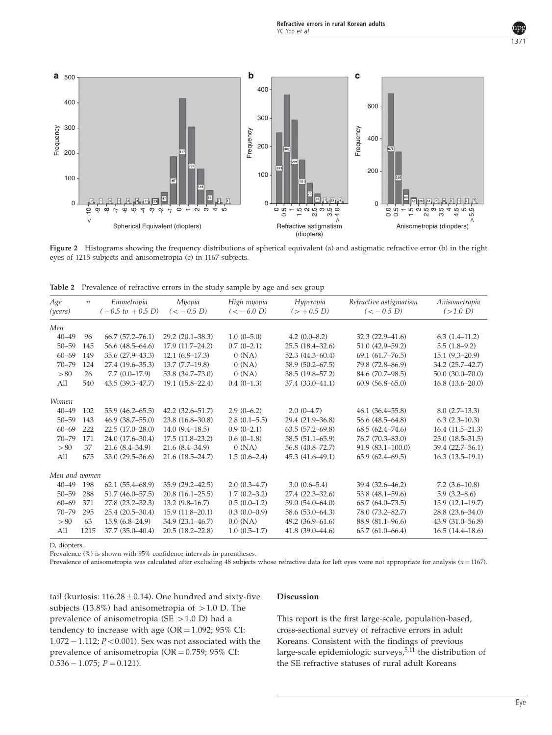**Figure 2** Histograms showing the frequency distributions of spherical equivalent (a) and astigmatic refractive error (b) in the right eyes of 1215 subjects and anisometropia (c) in 1167 subjects.

**Table 2** Prevalence of refractive errors in the study sample by age and sex group

| Age (years) | n | Emmetropia (−0.5 to +0.5 D) | Myopia (< −0.5 D) | High myopia (< −6.0 D) | Hyperopia (> +0.5 D) | Refractive astigmatism (< −0.5 D) | Anisometropia (>1.0 D) |
|---|---|---|---|---|---|---|---|
| *Men* | | | | | | | |
| 40–49 | 96 | 66.7 (57.2–76.1) | 29.2 (20.1–38.3) | 1.0 (0–5.0) | 4.2 (0.0–8.2) | 32.3 (22.9–41.6) | 6.3 (1.4–11.2) |
| 50–59 | 145 | 56.6 (48.5–64.6) | 17.9 (11.7–24.2) | 0.7 (0–2.1) | 25.5 (18.4–32.6) | 51.0 (42.9–59.2) | 5.5 (1.8–9.2) |
| 60–69 | 149 | 35.6 (27.9–43.3) | 12.1 (6.8–17.3) | 0 (NA) | 52.3 (44.3–60.4) | 69.1 (61.7–76.5) | 15.1 (9.3–20.9) |
| 70–79 | 124 | 27.4 (19.6–35.3) | 13.7 (7.7–19.8) | 0 (NA) | 58.9 (50.2–67.5) | 79.8 (72.8–86.9) | 34.2 (25.7–42.7) |
| >80 | 26 | 7.7 (0.0–17.9) | 53.8 (34.7–73.0) | 0 (NA) | 38.5 (19.8–57.2) | 84.6 (70.7–98.5) | 50.0 (30.0–70.0) |
| All | 540 | 43.5 (39.3–47.7) | 19.1 (15.8–22.4) | 0.4 (0–1.3) | 37.4 (33.0–41.1) | 60.9 (56.8–65.0) | 16.8 (13.6–20.0) |
| *Women* | | | | | | | |
| 40–49 | 102 | 55.9 (46.2–65.5) | 42.2 (32.6–51.7) | 2.9 (0–6.2) | 2.0 (0–4.7) | 46.1 (36.4–55.8) | 8.0 (2.7–13.3) |
| 50–59 | 143 | 46.9 (38.7–55.0) | 23.8 (16.8–30.8) | 2.8 (0.1–5.5) | 29.4 (21.9–36.8) | 56.6 (48.5–64.8) | 6.3 (2.3–10.3) |
| 60–69 | 222 | 22.5 (17.0–28.0) | 14.0 (9.4–18.5) | 0.9 (0–2.1) | 63.5 (57.2–69.8) | 68.5 (62.4–74.6) | 16.4 (11.5–21.3) |
| 70–79 | 171 | 24.0 (17.6–30.4) | 17.5 (11.8–23.2) | 0.6 (0–1.8) | 58.5 (51.1–65.9) | 76.7 (70.3–83.0) | 25.0 (18.5–31.5) |
| >80 | 37 | 21.6 (8.4–34.9) | 21.6 (8.4–34.9) | 0 (NA) | 56.8 (40.8–72.7) | 91.9 (83.1–100.0) | 39.4 (22.7–56.1) |
| All | 675 | 33.0 (29.5–36.6) | 21.6 (18.5–24.7) | 1.5 (0.6–2.4) | 45.3 (41.6–49.1) | 65.9 (62.4–69.5) | 16.3 (13.5–19.1) |
| *Men and women* | | | | | | | |
| 40–49 | 198 | 62.1 (55.4–68.9) | 35.9 (29.2–42.5) | 2.0 (0.3–4.7) | 3.0 (0.6–5.4) | 39.4 (32.6–46.2) | 7.2 (3.6–10.8) |
| 50–59 | 288 | 51.7 (46.0–57.5) | 20.8 (16.1–25.5) | 1.7 (0.2–3.2) | 27.4 (22.3–32.6) | 53.8 (48.1–59.6) | 5.9 (3.2–8.6) |
| 60–69 | 371 | 27.8 (23.2–32.3) | 13.2 (9.8–16.7) | 0.5 (0.0–1.2) | 59.0 (54.0–64.0) | 68.7 (64.0–73.5) | 15.9 (12.1–19.7) |
| 70–79 | 295 | 25.4 (20.5–30.4) | 15.9 (11.8–20.1) | 0.3 (0.0–0.9) | 58.6 (53.0–64.3) | 78.0 (73.2–82.7) | 28.8 (23.6–34.0) |
| >80 | 63 | 15.9 (6.8–24.9) | 34.9 (23.1–46.7) | 0.0 (NA) | 49.2 (36.9–61.6) | 88.9 (81.1–96.6) | 43.9 (31.0–56.8) |
| All | 1215 | 37.7 (35.0–40.4) | 20.5 (18.2–22.8) | 1.0 (0.5–1.7) | 41.8 (39.0–44.6) | 63.7 (61.0–66.4) | 16.5 (14.4–18.6) |

D, diopters.
Prevalence (%) is shown with 95% confidence intervals in parentheses.
Prevalence of anisometropia was calculated after excluding 48 subjects whose refractive data for left eyes were not appropriate for analysis ($n = 1167$).

tail (kurtosis: $116.28 \pm 0.14$). One hundred and sixty-five subjects (13.8%) had anisometropia of >1.0 D. The prevalence of anisometropia (SE >1.0 D) had a tendency to increase with age (OR = 1.092; 95% CI: 1.072 − 1.112; $P < 0.001$). Sex was not associated with the prevalence of anisometropia (OR = 0.759; 95% CI: 0.536 − 1.075; $P = 0.121$).

## Discussion

This report is the first large-scale, population-based, cross-sectional survey of refractive errors in adult Koreans. Consistent with the findings of previous large-scale epidemiologic surveys,[5,11] the distribution of the SE refractive statuses of rural adult Koreans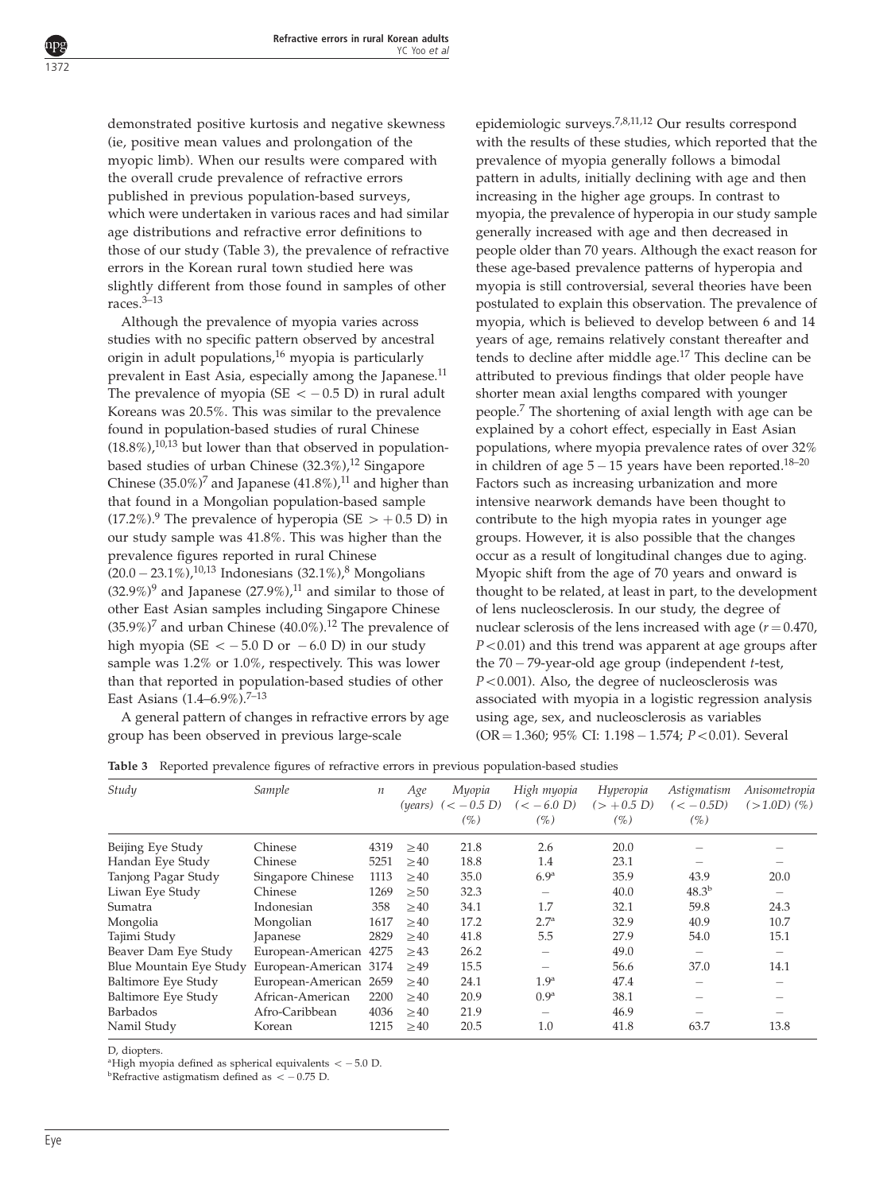demonstrated positive kurtosis and negative skewness (ie, positive mean values and prolongation of the myopic limb). When our results were compared with the overall crude prevalence of refractive errors published in previous population-based surveys, which were undertaken in various races and had similar age distributions and refractive error definitions to those of our study (Table 3), the prevalence of refractive errors in the Korean rural town studied here was slightly different from those found in samples of other races.[3–13]

Although the prevalence of myopia varies across studies with no specific pattern observed by ancestral origin in adult populations,[16] myopia is particularly prevalent in East Asia, especially among the Japanese.[11] The prevalence of myopia (SE $< -0.5$ D) in rural adult Koreans was 20.5%. This was similar to the prevalence found in population-based studies of rural Chinese (18.8%),[10,13] but lower than that observed in population-based studies of urban Chinese (32.3%),[12] Singapore Chinese (35.0%)[7] and Japanese (41.8%),[11] and higher than that found in a Mongolian population-based sample (17.2%).[9] The prevalence of hyperopia (SE $> +0.5$ D) in our study sample was 41.8%. This was higher than the prevalence figures reported in rural Chinese (20.0 – 23.1%),[10,13] Indonesians (32.1%),[8] Mongolians (32.9%)[9] and Japanese (27.9%),[11] and similar to those of other East Asian samples including Singapore Chinese (35.9%)[7] and urban Chinese (40.0%).[12] The prevalence of high myopia (SE $< -5.0$ D or $-6.0$ D) in our study sample was 1.2% or 1.0%, respectively. This was lower than that reported in population-based studies of other East Asians (1.4–6.9%).[7–13]

A general pattern of changes in refractive errors by age group has been observed in previous large-scale epidemiologic surveys.[7,8,11,12] Our results correspond with the results of these studies, which reported that the prevalence of myopia generally follows a bimodal pattern in adults, initially declining with age and then increasing in the higher age groups. In contrast to myopia, the prevalence of hyperopia in our study sample generally increased with age and then decreased in people older than 70 years. Although the exact reason for these age-based prevalence patterns of hyperopia and myopia is still controversial, several theories have been postulated to explain this observation. The prevalence of myopia, which is believed to develop between 6 and 14 years of age, remains relatively constant thereafter and tends to decline after middle age.[17] This decline can be attributed to previous findings that older people have shorter mean axial lengths compared with younger people.[7] The shortening of axial length with age can be explained by a cohort effect, especially in East Asian populations, where myopia prevalence rates of over 32% in children of age 5 – 15 years have been reported.[18–20] Factors such as increasing urbanization and more intensive nearwork demands have been thought to contribute to the high myopia rates in younger age groups. However, it is also possible that the changes occur as a result of longitudinal changes due to aging. Myopic shift from the age of 70 years and onward is thought to be related, at least in part, to the development of lens nucleosclerosis. In our study, the degree of nuclear sclerosis of the lens increased with age ($r = 0.470$, $P < 0.01$) and this trend was apparent at age groups after the 70 – 79-year-old age group (independent $t$-test, $P < 0.001$). Also, the degree of nucleosclerosis was associated with myopia in a logistic regression analysis using age, sex, and nucleosclerosis as variables (OR = 1.360; 95% CI: 1.198 – 1.574; $P < 0.01$). Several

**Table 3** Reported prevalence figures of refractive errors in previous population-based studies

| Study | Sample | n | Age (years) | Myopia ($< -0.5$ D) (%) | High myopia ($< -6.0$ D) (%) | Hyperopia ($> +0.5$ D) (%) | Astigmatism ($< -0.5$D) (%) | Anisometropia ($>1.0$D) (%) |
|---|---|---|---|---|---|---|---|---|
| Beijing Eye Study | Chinese | 4319 | ≥40 | 21.8 | 2.6 | 20.0 | – | – |
| Handan Eye Study | Chinese | 5251 | ≥40 | 18.8 | 1.4 | 23.1 | – | – |
| Tanjong Pagar Study | Singapore Chinese | 1113 | ≥40 | 35.0 | 6.9[a] | 35.9 | 43.9 | 20.0 |
| Liwan Eye Study | Chinese | 1269 | ≥50 | 32.3 | – | 40.0 | 48.3[b] | – |
| Sumatra | Indonesian | 358 | ≥40 | 34.1 | 1.7 | 32.1 | 59.8 | 24.3 |
| Mongolia | Mongolian | 1617 | ≥40 | 17.2 | 2.7[a] | 32.9 | 40.9 | 10.7 |
| Tajimi Study | Japanese | 2829 | ≥40 | 41.8 | 5.5 | 27.9 | 54.0 | 15.1 |
| Beaver Dam Eye Study | European-American | 4275 | ≥43 | 26.2 | – | 49.0 | – | – |
| Blue Mountain Eye Study | European-American | 3174 | ≥49 | 15.5 | – | 56.6 | 37.0 | 14.1 |
| Baltimore Eye Study | European-American | 2659 | ≥40 | 24.1 | 1.9[a] | 47.4 | – | – |
| Baltimore Eye Study | African-American | 2200 | ≥40 | 20.9 | 0.9[a] | 38.1 | – | – |
| Barbados | Afro-Caribbean | 4036 | ≥40 | 21.9 | – | 46.9 | – | – |
| Namil Study | Korean | 1215 | ≥40 | 20.5 | 1.0 | 41.8 | 63.7 | 13.8 |

D, diopters.
[a]High myopia defined as spherical equivalents $< -5.0$ D.
[b]Refractive astigmatism defined as $< -0.75$ D.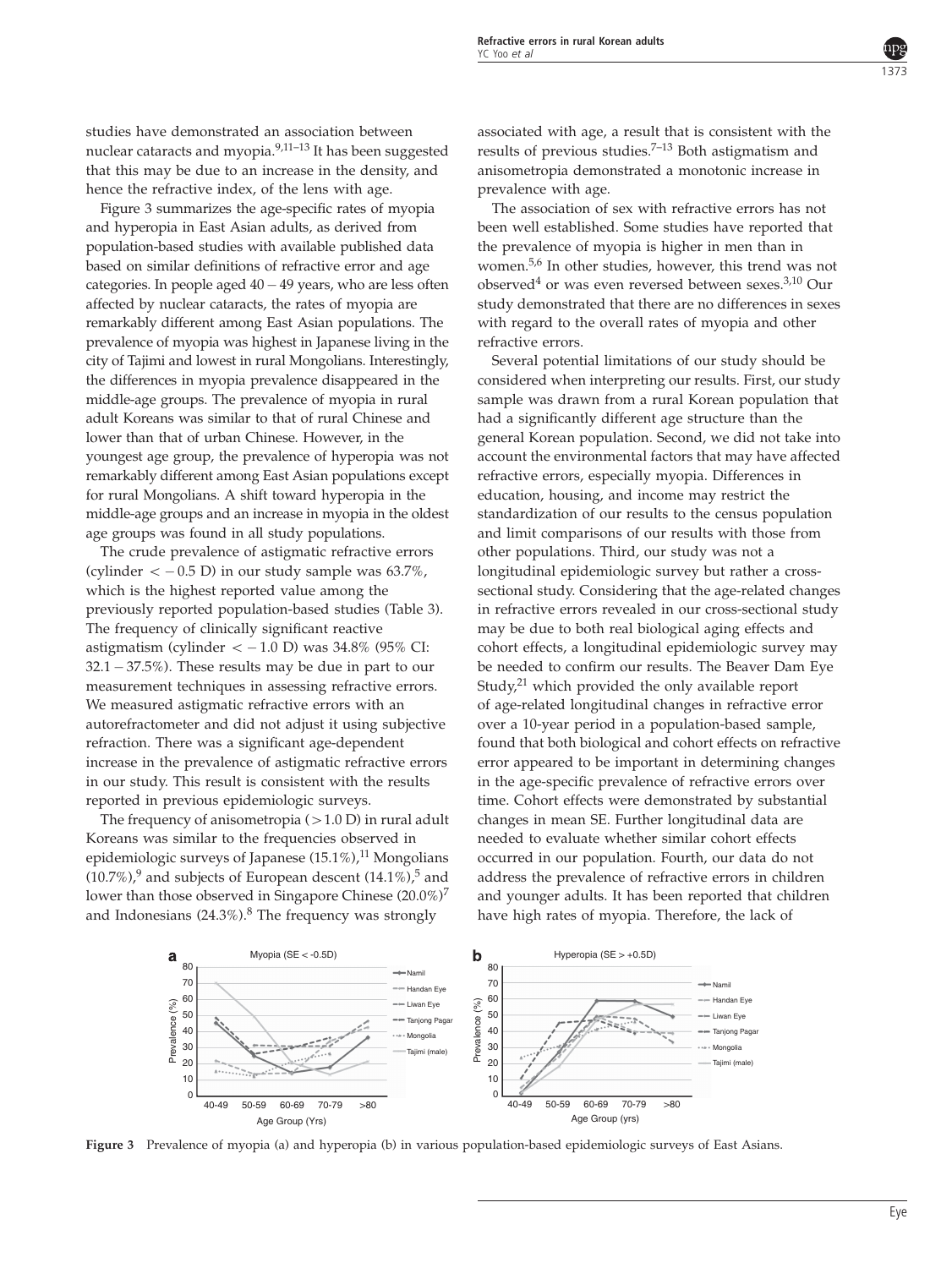studies have demonstrated an association between nuclear cataracts and myopia.[9,11–13] It has been suggested that this may be due to an increase in the density, and hence the refractive index, of the lens with age.

Figure 3 summarizes the age-specific rates of myopia and hyperopia in East Asian adults, as derived from population-based studies with available published data based on similar definitions of refractive error and age categories. In people aged 40 – 49 years, who are less often affected by nuclear cataracts, the rates of myopia are remarkably different among East Asian populations. The prevalence of myopia was highest in Japanese living in the city of Tajimi and lowest in rural Mongolians. Interestingly, the differences in myopia prevalence disappeared in the middle-age groups. The prevalence of myopia in rural adult Koreans was similar to that of rural Chinese and lower than that of urban Chinese. However, in the youngest age group, the prevalence of hyperopia was not remarkably different among East Asian populations except for rural Mongolians. A shift toward hyperopia in the middle-age groups and an increase in myopia in the oldest age groups was found in all study populations.

The crude prevalence of astigmatic refractive errors (cylinder $< -0.5$ D) in our study sample was 63.7%, which is the highest reported value among the previously reported population-based studies (Table 3). The frequency of clinically significant reactive astigmatism (cylinder $< -1.0$ D) was 34.8% (95% CI: 32.1 – 37.5%). These results may be due in part to our measurement techniques in assessing refractive errors. We measured astigmatic refractive errors with an autorefractometer and did not adjust it using subjective refraction. There was a significant age-dependent increase in the prevalence of astigmatic refractive errors in our study. This result is consistent with the results reported in previous epidemiologic surveys.

The frequency of anisometropia ($>1.0$ D) in rural adult Koreans was similar to the frequencies observed in epidemiologic surveys of Japanese (15.1%),[11] Mongolians (10.7%),[9] and subjects of European descent (14.1%),[5] and lower than those observed in Singapore Chinese (20.0%)[7] and Indonesians (24.3%).[8] The frequency was strongly associated with age, a result that is consistent with the results of previous studies.[7–13] Both astigmatism and anisometropia demonstrated a monotonic increase in prevalence with age.

The association of sex with refractive errors has not been well established. Some studies have reported that the prevalence of myopia is higher in men than in women.[5,6] In other studies, however, this trend was not observed[4] or was even reversed between sexes.[3,10] Our study demonstrated that there are no differences in sexes with regard to the overall rates of myopia and other refractive errors.

Several potential limitations of our study should be considered when interpreting our results. First, our study sample was drawn from a rural Korean population that had a significantly different age structure than the general Korean population. Second, we did not take into account the environmental factors that may have affected refractive errors, especially myopia. Differences in education, housing, and income may restrict the standardization of our results to the census population and limit comparisons of our results with those from other populations. Third, our study was not a longitudinal epidemiologic survey but rather a cross-sectional study. Considering that the age-related changes in refractive errors revealed in our cross-sectional study may be due to both real biological aging effects and cohort effects, a longitudinal epidemiologic survey may be needed to confirm our results. The Beaver Dam Eye Study,[21] which provided the only available report of age-related longitudinal changes in refractive error over a 10-year period in a population-based sample, found that both biological and cohort effects on refractive error appeared to be important in determining changes in the age-specific prevalence of refractive errors over time. Cohort effects were demonstrated by substantial changes in mean SE. Further longitudinal data are needed to evaluate whether similar cohort effects occurred in our population. Fourth, our data do not address the prevalence of refractive errors in children and younger adults. It has been reported that children have high rates of myopia. Therefore, the lack of

**Figure 3** Prevalence of myopia (a) and hyperopia (b) in various population-based epidemiologic surveys of East Asians.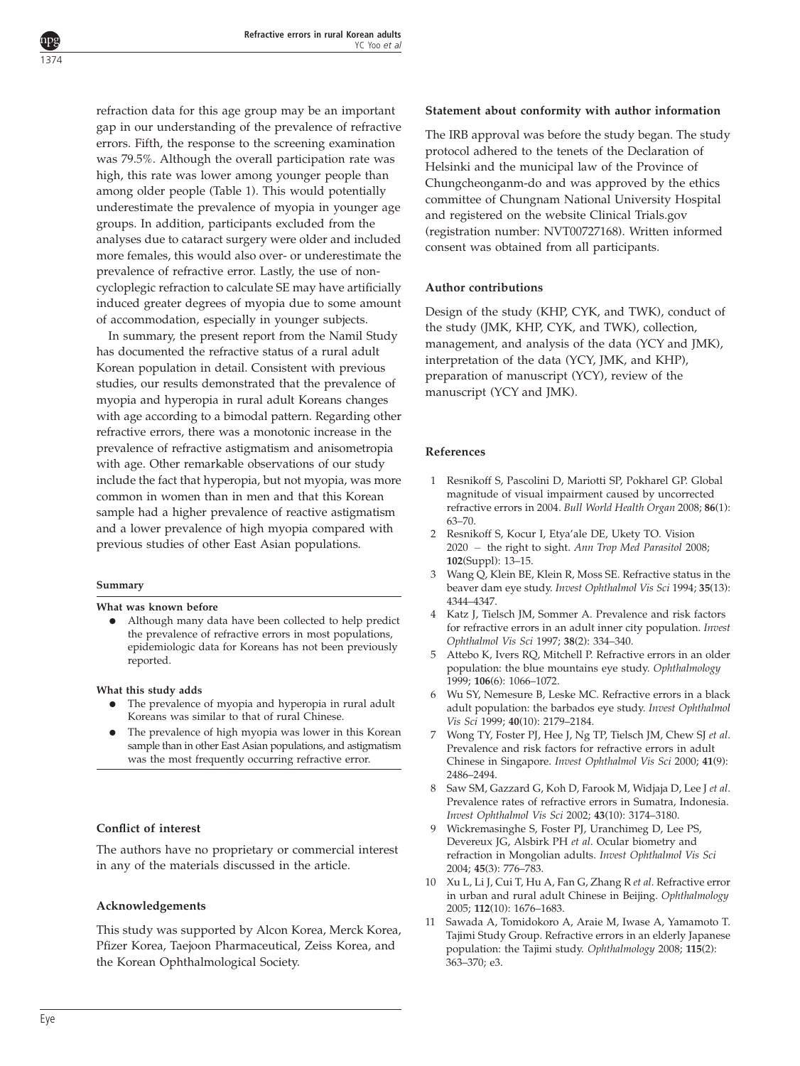refraction data for this age group may be an important gap in our understanding of the prevalence of refractive errors. Fifth, the response to the screening examination was 79.5%. Although the overall participation rate was high, this rate was lower among younger people than among older people (Table 1). This would potentially underestimate the prevalence of myopia in younger age groups. In addition, participants excluded from the analyses due to cataract surgery were older and included more females, this would also over- or underestimate the prevalence of refractive error. Lastly, the use of non-cycloplegic refraction to calculate SE may have artificially induced greater degrees of myopia due to some amount of accommodation, especially in younger subjects.

In summary, the present report from the Namil Study has documented the refractive status of a rural adult Korean population in detail. Consistent with previous studies, our results demonstrated that the prevalence of myopia and hyperopia in rural adult Koreans changes with age according to a bimodal pattern. Regarding other refractive errors, there was a monotonic increase in the prevalence of refractive astigmatism and anisometropia with age. Other remarkable observations of our study include the fact that hyperopia, but not myopia, was more common in women than in men and that this Korean sample had a higher prevalence of reactive astigmatism and a lower prevalence of high myopia compared with previous studies of other East Asian populations.

#### Summary

**What was known before**

- Although many data have been collected to help predict the prevalence of refractive errors in most populations, epidemiologic data for Koreans has not been previously reported.

**What this study adds**

- The prevalence of myopia and hyperopia in rural adult Koreans was similar to that of rural Chinese.
- The prevalence of high myopia was lower in this Korean sample than in other East Asian populations, and astigmatism was the most frequently occurring refractive error.

### Conflict of interest

The authors have no proprietary or commercial interest in any of the materials discussed in the article.

### Acknowledgements

This study was supported by Alcon Korea, Merck Korea, Pfizer Korea, Taejoon Pharmaceutical, Zeiss Korea, and the Korean Ophthalmological Society.

### Statement about conformity with author information

The IRB approval was before the study began. The study protocol adhered to the tenets of the Declaration of Helsinki and the municipal law of the Province of Chungcheonganm-do and was approved by the ethics committee of Chungnam National University Hospital and registered on the website Clinical Trials.gov (registration number: NVT00727168). Written informed consent was obtained from all participants.

### Author contributions

Design of the study (KHP, CYK, and TWK), conduct of the study (JMK, KHP, CYK, and TWK), collection, management, and analysis of the data (YCY and JMK), interpretation of the data (YCY, JMK, and KHP), preparation of manuscript (YCY), review of the manuscript (YCY and JMK).

### References

1. Resnikoff S, Pascolini D, Mariotti SP, Pokharel GP. Global magnitude of visual impairment caused by uncorrected refractive errors in 2004. *Bull World Health Organ* 2008; **86**(1): 63–70.
2. Resnikoff S, Kocur I, Etya'ale DE, Ukety TO. Vision 2020 – the right to sight. *Ann Trop Med Parasitol* 2008; **102**(Suppl): 13–15.
3. Wang Q, Klein BE, Klein R, Moss SE. Refractive status in the beaver dam eye study. *Invest Ophthalmol Vis Sci* 1994; **35**(13): 4344–4347.
4. Katz J, Tielsch JM, Sommer A. Prevalence and risk factors for refractive errors in an adult inner city population. *Invest Ophthalmol Vis Sci* 1997; **38**(2): 334–340.
5. Attebo K, Ivers RQ, Mitchell P. Refractive errors in an older population: the blue mountains eye study. *Ophthalmology* 1999; **106**(6): 1066–1072.
6. Wu SY, Nemesure B, Leske MC. Refractive errors in a black adult population: the barbados eye study. *Invest Ophthalmol Vis Sci* 1999; **40**(10): 2179–2184.
7. Wong TY, Foster PJ, Hee J, Ng TP, Tielsch JM, Chew SJ *et al*. Prevalence and risk factors for refractive errors in adult Chinese in Singapore. *Invest Ophthalmol Vis Sci* 2000; **41**(9): 2486–2494.
8. Saw SM, Gazzard G, Koh D, Farook M, Widjaja D, Lee J *et al*. Prevalence rates of refractive errors in Sumatra, Indonesia. *Invest Ophthalmol Vis Sci* 2002; **43**(10): 3174–3180.
9. Wickremasinghe S, Foster PJ, Uranchimeg D, Lee PS, Devereux JG, Alsbirk PH *et al*. Ocular biometry and refraction in Mongolian adults. *Invest Ophthalmol Vis Sci* 2004; **45**(3): 776–783.
10. Xu L, Li J, Cui T, Hu A, Fan G, Zhang R *et al*. Refractive error in urban and rural adult Chinese in Beijing. *Ophthalmology* 2005; **112**(10): 1676–1683.
11. Sawada A, Tomidokoro A, Araie M, Iwase A, Yamamoto T. Tajimi Study Group. Refractive errors in an elderly Japanese population: the Tajimi study. *Ophthalmology* 2008; **115**(2): 363–370; e3.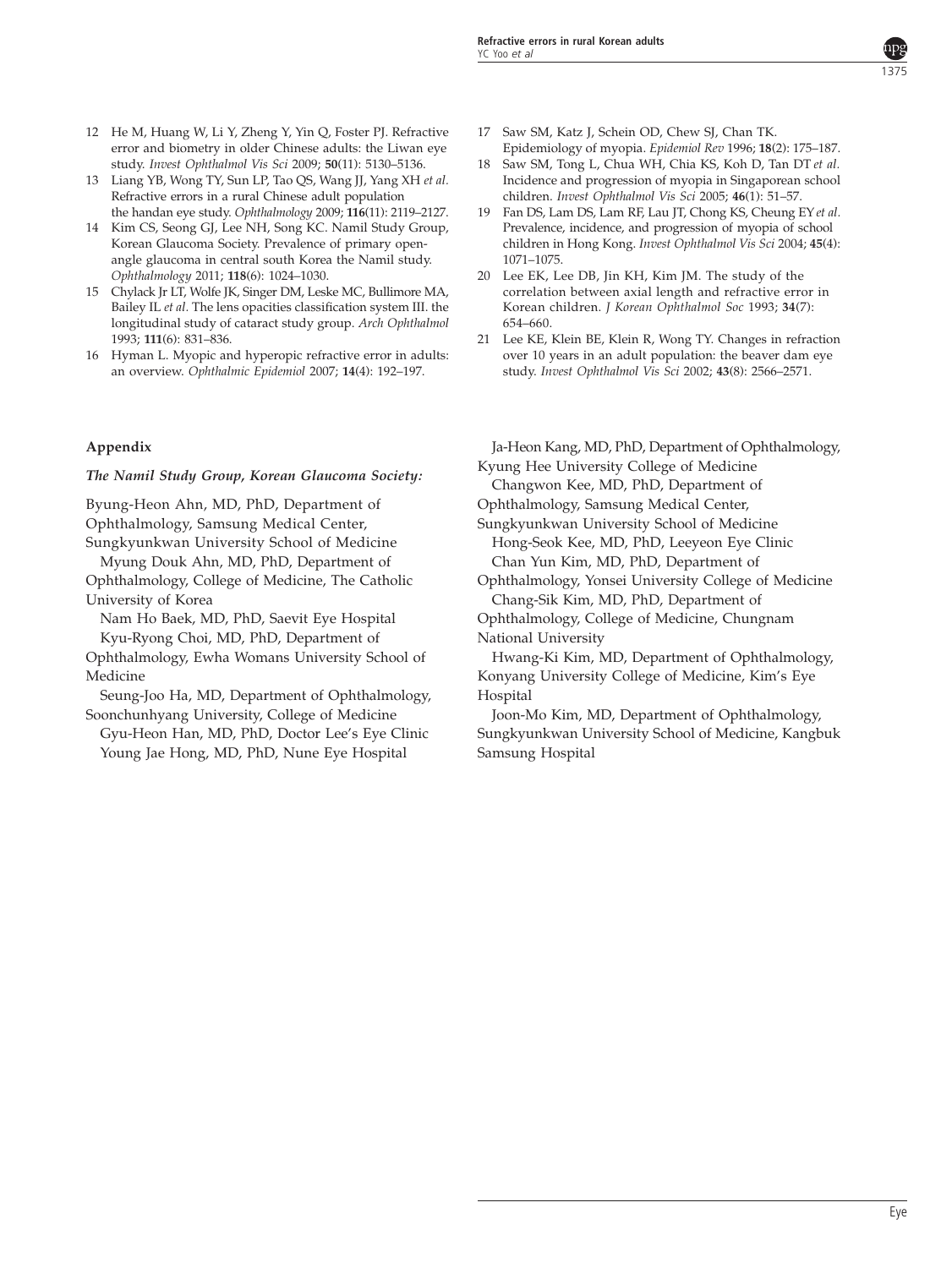12 He M, Huang W, Li Y, Zheng Y, Yin Q, Foster PJ. Refractive error and biometry in older Chinese adults: the Liwan eye study. *Invest Ophthalmol Vis Sci* 2009; **50**(11): 5130–5136.

13 Liang YB, Wong TY, Sun LP, Tao QS, Wang JJ, Yang XH *et al*. Refractive errors in a rural Chinese adult population the handan eye study. *Ophthalmology* 2009; **116**(11): 2119–2127.

14 Kim CS, Seong GJ, Lee NH, Song KC. Namil Study Group, Korean Glaucoma Society. Prevalence of primary open-angle glaucoma in central south Korea the Namil study. *Ophthalmology* 2011; **118**(6): 1024–1030.

15 Chylack Jr LT, Wolfe JK, Singer DM, Leske MC, Bullimore MA, Bailey IL *et al*. The lens opacities classification system III. the longitudinal study of cataract study group. *Arch Ophthalmol* 1993; **111**(6): 831–836.

16 Hyman L. Myopic and hyperopic refractive error in adults: an overview. *Ophthalmic Epidemiol* 2007; **14**(4): 192–197.

17 Saw SM, Katz J, Schein OD, Chew SJ, Chan TK. Epidemiology of myopia. *Epidemiol Rev* 1996; **18**(2): 175–187.

18 Saw SM, Tong L, Chua WH, Chia KS, Koh D, Tan DT *et al*. Incidence and progression of myopia in Singaporean school children. *Invest Ophthalmol Vis Sci* 2005; **46**(1): 51–57.

19 Fan DS, Lam DS, Lam RF, Lau JT, Chong KS, Cheung EY *et al*. Prevalence, incidence, and progression of myopia of school children in Hong Kong. *Invest Ophthalmol Vis Sci* 2004; **45**(4): 1071–1075.

20 Lee EK, Lee DB, Jin KH, Kim JM. The study of the correlation between axial length and refractive error in Korean children. *J Korean Ophthalmol Soc* 1993; **34**(7): 654–660.

21 Lee KE, Klein BE, Klein R, Wong TY. Changes in refraction over 10 years in an adult population: the beaver dam eye study. *Invest Ophthalmol Vis Sci* 2002; **43**(8): 2566–2571.

## Appendix

***The Namil Study Group, Korean Glaucoma Society:***

Byung-Heon Ahn, MD, PhD, Department of Ophthalmology, Samsung Medical Center, Sungkyunkwan University School of Medicine

Myung Douk Ahn, MD, PhD, Department of Ophthalmology, College of Medicine, The Catholic University of Korea

Nam Ho Baek, MD, PhD, Saevit Eye Hospital

Kyu-Ryong Choi, MD, PhD, Department of Ophthalmology, Ewha Womans University School of Medicine

Seung-Joo Ha, MD, Department of Ophthalmology, Soonchunhyang University, College of Medicine

Gyu-Heon Han, MD, PhD, Doctor Lee's Eye Clinic

Young Jae Hong, MD, PhD, Nune Eye Hospital

Ja-Heon Kang, MD, PhD, Department of Ophthalmology, Kyung Hee University College of Medicine

Changwon Kee, MD, PhD, Department of Ophthalmology, Samsung Medical Center, Sungkyunkwan University School of Medicine

Hong-Seok Kee, MD, PhD, Leeyeon Eye Clinic

Chan Yun Kim, MD, PhD, Department of Ophthalmology, Yonsei University College of Medicine

Chang-Sik Kim, MD, PhD, Department of Ophthalmology, College of Medicine, Chungnam National University

Hwang-Ki Kim, MD, Department of Ophthalmology, Konyang University College of Medicine, Kim's Eye Hospital

Joon-Mo Kim, MD, Department of Ophthalmology, Sungkyunkwan University School of Medicine, Kangbuk Samsung Hospital